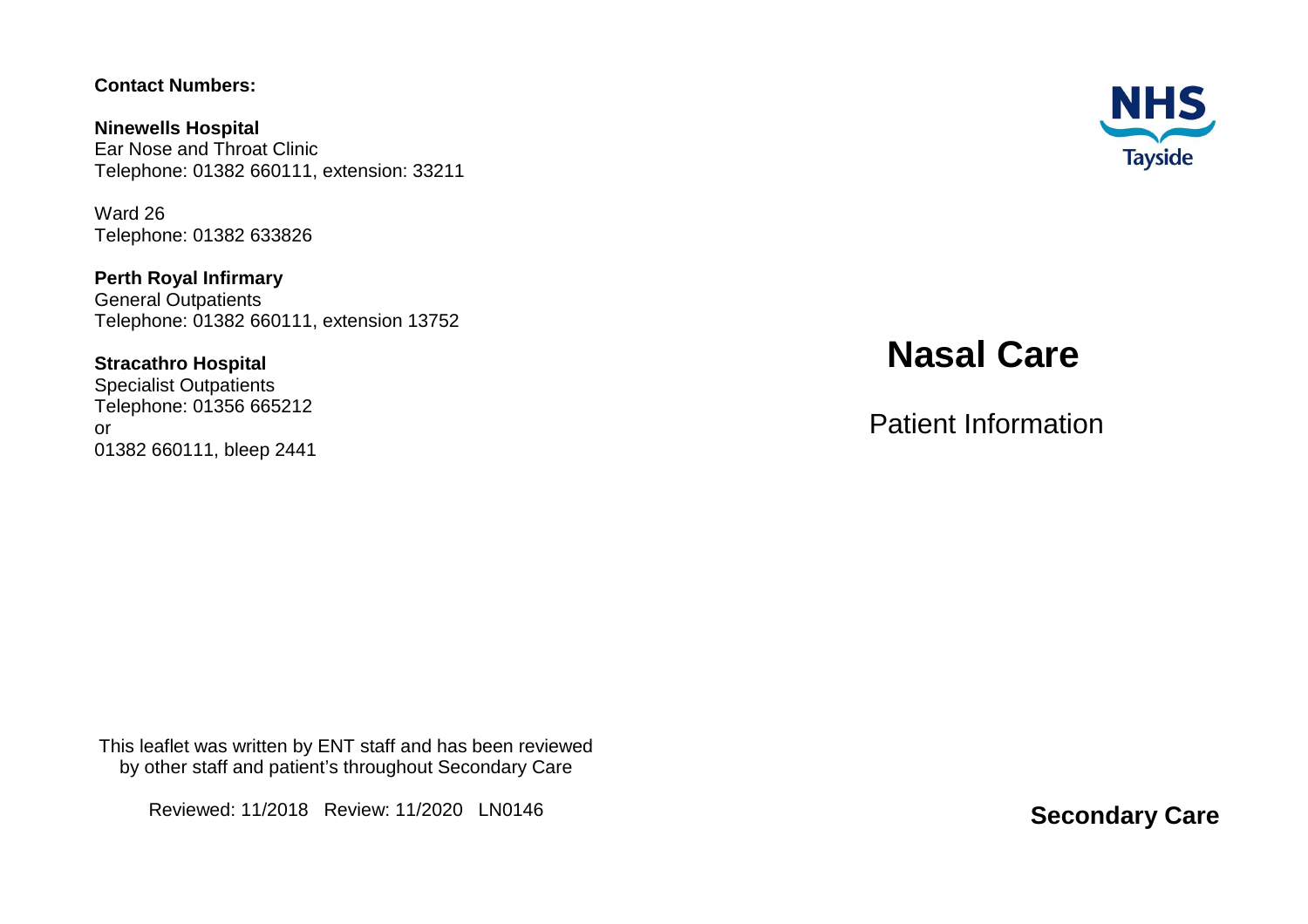# Nasal Care

Patient Information

**Contact Numbers:**

**Ninewells Hospital**
Ear Nose and Throat Clinic
Telephone: 01382 660111, extension: 33211

Ward 26
Telephone: 01382 633826

**Perth Royal Infirmary**
General Outpatients
Telephone: 01382 660111, extension 13752

**Stracathro Hospital**
Specialist Outpatients
Telephone: 01356 665212
or
01382 660111, bleep 2441

This leaflet was written by ENT staff and has been reviewed by other staff and patient's throughout Secondary Care

Reviewed: 11/2018 Review: 11/2020 LN0146

**Secondary Care**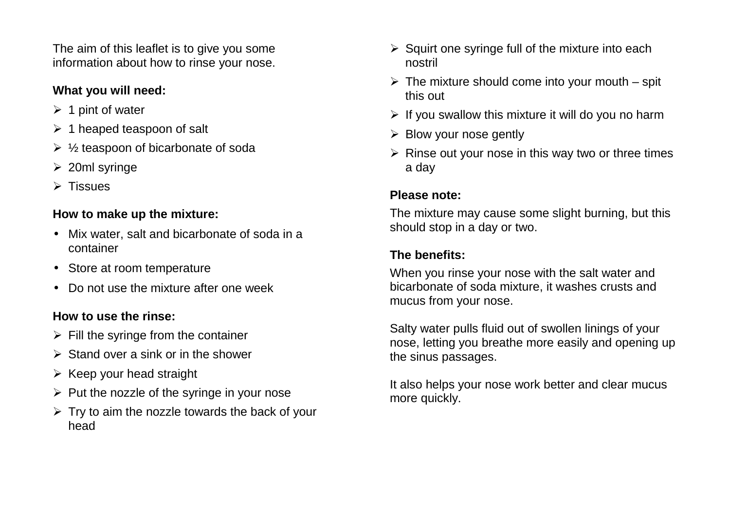The aim of this leaflet is to give you some information about how to rinse your nose.

**What you will need:**

- 1 pint of water
- 1 heaped teaspoon of salt
- ½ teaspoon of bicarbonate of soda
- 20ml syringe
- Tissues

**How to make up the mixture:**

- Mix water, salt and bicarbonate of soda in a container
- Store at room temperature
- Do not use the mixture after one week

**How to use the rinse:**

- Fill the syringe from the container
- Stand over a sink or in the shower
- Keep your head straight
- Put the nozzle of the syringe in your nose
- Try to aim the nozzle towards the back of your head
- Squirt one syringe full of the mixture into each nostril
- The mixture should come into your mouth – spit this out
- If you swallow this mixture it will do you no harm
- Blow your nose gently
- Rinse out your nose in this way two or three times a day

**Please note:**

The mixture may cause some slight burning, but this should stop in a day or two.

**The benefits:**

When you rinse your nose with the salt water and bicarbonate of soda mixture, it washes crusts and mucus from your nose.

Salty water pulls fluid out of swollen linings of your nose, letting you breathe more easily and opening up the sinus passages.

It also helps your nose work better and clear mucus more quickly.